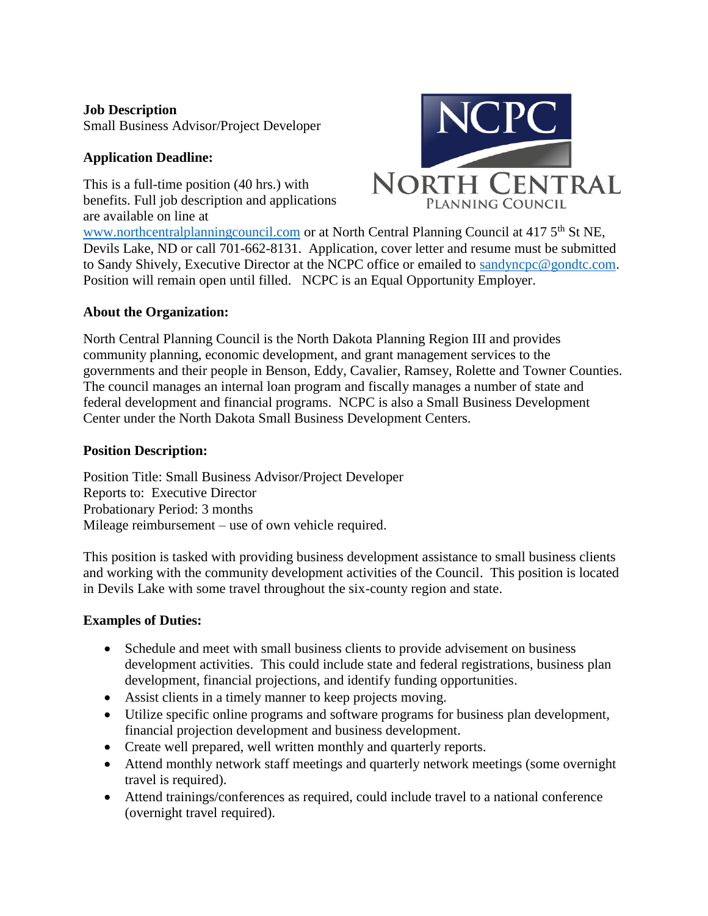**Job Description**
Small Business Advisor/Project Developer

**Application Deadline:**

This is a full-time position (40 hrs.) with benefits. Full job description and applications are available on line at www.northcentralplanningcouncil.com or at North Central Planning Council at 417 5th St NE, Devils Lake, ND or call 701-662-8131. Application, cover letter and resume must be submitted to Sandy Shively, Executive Director at the NCPC office or emailed to sandyncpc@gondtc.com. Position will remain open until filled. NCPC is an Equal Opportunity Employer.

**About the Organization:**

North Central Planning Council is the North Dakota Planning Region III and provides community planning, economic development, and grant management services to the governments and their people in Benson, Eddy, Cavalier, Ramsey, Rolette and Towner Counties. The council manages an internal loan program and fiscally manages a number of state and federal development and financial programs. NCPC is also a Small Business Development Center under the North Dakota Small Business Development Centers.

**Position Description:**

Position Title: Small Business Advisor/Project Developer
Reports to: Executive Director
Probationary Period: 3 months
Mileage reimbursement – use of own vehicle required.

This position is tasked with providing business development assistance to small business clients and working with the community development activities of the Council. This position is located in Devils Lake with some travel throughout the six-county region and state.

**Examples of Duties:**

- Schedule and meet with small business clients to provide advisement on business development activities. This could include state and federal registrations, business plan development, financial projections, and identify funding opportunities.
- Assist clients in a timely manner to keep projects moving.
- Utilize specific online programs and software programs for business plan development, financial projection development and business development.
- Create well prepared, well written monthly and quarterly reports.
- Attend monthly network staff meetings and quarterly network meetings (some overnight travel is required).
- Attend trainings/conferences as required, could include travel to a national conference (overnight travel required).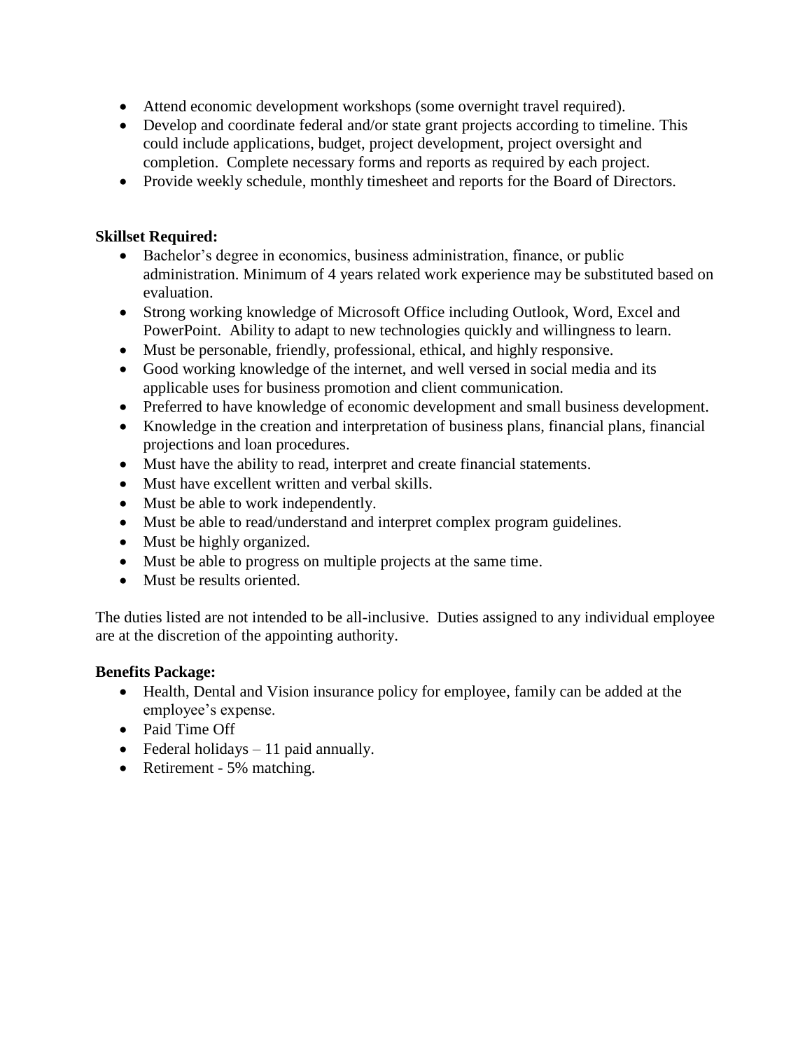- Attend economic development workshops (some overnight travel required).
- Develop and coordinate federal and/or state grant projects according to timeline. This could include applications, budget, project development, project oversight and completion. Complete necessary forms and reports as required by each project.
- Provide weekly schedule, monthly timesheet and reports for the Board of Directors.

**Skillset Required:**

- Bachelor's degree in economics, business administration, finance, or public administration. Minimum of 4 years related work experience may be substituted based on evaluation.
- Strong working knowledge of Microsoft Office including Outlook, Word, Excel and PowerPoint. Ability to adapt to new technologies quickly and willingness to learn.
- Must be personable, friendly, professional, ethical, and highly responsive.
- Good working knowledge of the internet, and well versed in social media and its applicable uses for business promotion and client communication.
- Preferred to have knowledge of economic development and small business development.
- Knowledge in the creation and interpretation of business plans, financial plans, financial projections and loan procedures.
- Must have the ability to read, interpret and create financial statements.
- Must have excellent written and verbal skills.
- Must be able to work independently.
- Must be able to read/understand and interpret complex program guidelines.
- Must be highly organized.
- Must be able to progress on multiple projects at the same time.
- Must be results oriented.

The duties listed are not intended to be all-inclusive. Duties assigned to any individual employee are at the discretion of the appointing authority.

**Benefits Package:**

- Health, Dental and Vision insurance policy for employee, family can be added at the employee's expense.
- Paid Time Off
- Federal holidays – 11 paid annually.
- Retirement - 5% matching.